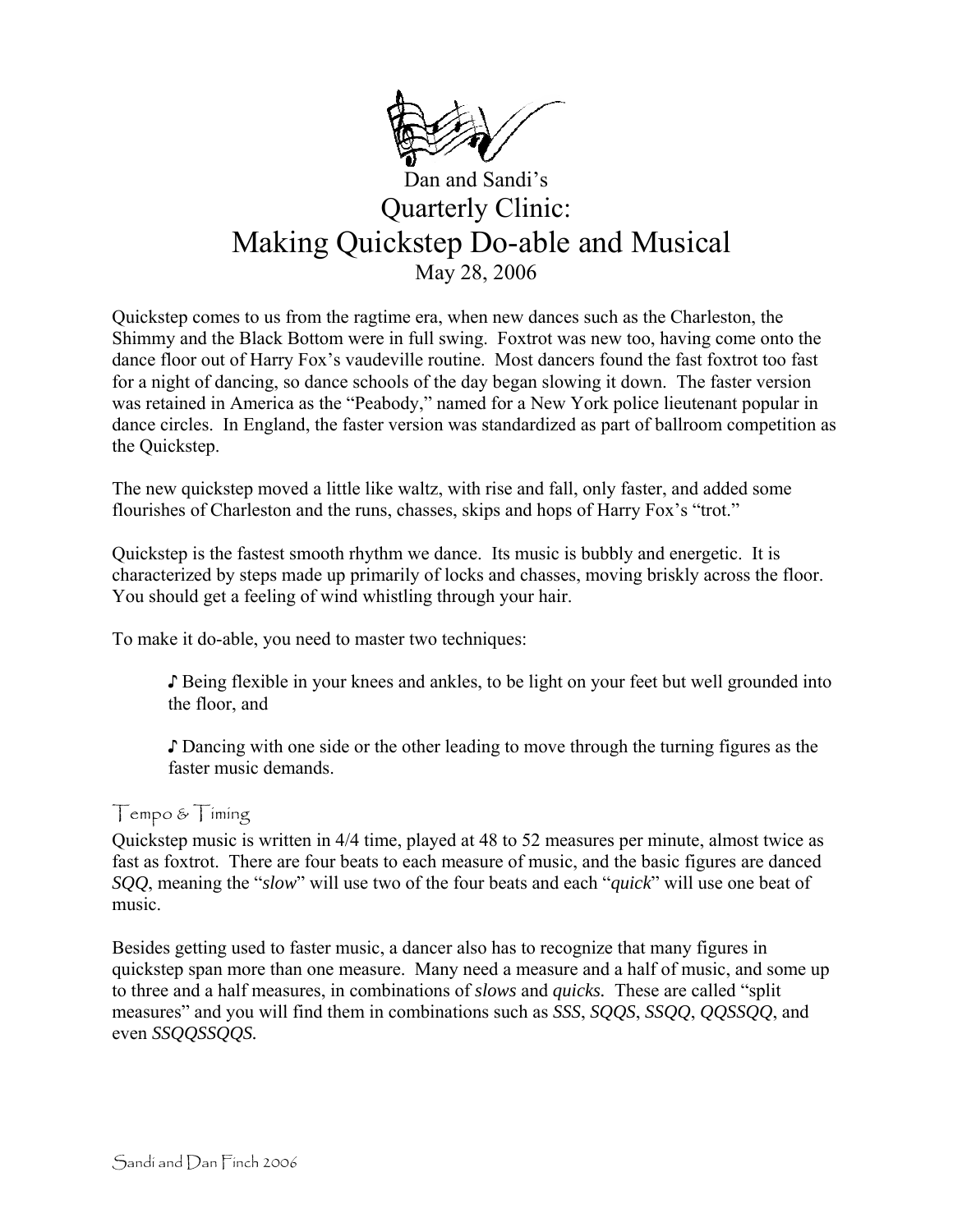Dan and Sandi's

# Quarterly Clinic:
# Making Quickstep Do-able and Musical

May 28, 2006

Quickstep comes to us from the ragtime era, when new dances such as the Charleston, the Shimmy and the Black Bottom were in full swing. Foxtrot was new too, having come onto the dance floor out of Harry Fox's vaudeville routine. Most dancers found the fast foxtrot too fast for a night of dancing, so dance schools of the day began slowing it down. The faster version was retained in America as the "Peabody," named for a New York police lieutenant popular in dance circles. In England, the faster version was standardized as part of ballroom competition as the Quickstep.

The new quickstep moved a little like waltz, with rise and fall, only faster, and added some flourishes of Charleston and the runs, chasses, skips and hops of Harry Fox's "trot."

Quickstep is the fastest smooth rhythm we dance. Its music is bubbly and energetic. It is characterized by steps made up primarily of locks and chasses, moving briskly across the floor. You should get a feeling of wind whistling through your hair.

To make it do-able, you need to master two techniques:

- ♪ Being flexible in your knees and ankles, to be light on your feet but well grounded into the floor, and
- ♪ Dancing with one side or the other leading to move through the turning figures as the faster music demands.

## Tempo & Timing

Quickstep music is written in 4/4 time, played at 48 to 52 measures per minute, almost twice as fast as foxtrot. There are four beats to each measure of music, and the basic figures are danced *SQQ*, meaning the "*slow*" will use two of the four beats and each "*quick*" will use one beat of music.

Besides getting used to faster music, a dancer also has to recognize that many figures in quickstep span more than one measure. Many need a measure and a half of music, and some up to three and a half measures, in combinations of *slows* and *quicks.* These are called "split measures" and you will find them in combinations such as *SSS*, *SQQS*, *SSQQ*, *QQSSQQ*, and even *SSQQSSQQS.*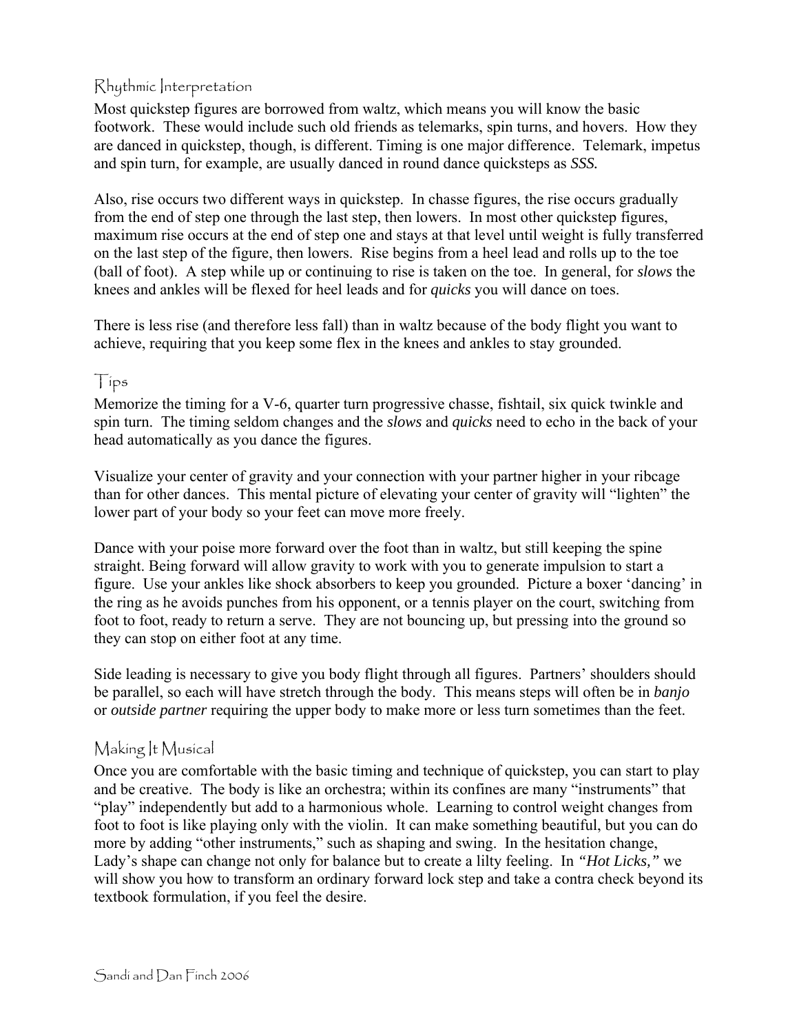## Rhythmic Interpretation

Most quickstep figures are borrowed from waltz, which means you will know the basic footwork. These would include such old friends as telemarks, spin turns, and hovers. How they are danced in quickstep, though, is different. Timing is one major difference. Telemark, impetus and spin turn, for example, are usually danced in round dance quicksteps as *SSS.*

Also, rise occurs two different ways in quickstep. In chasse figures, the rise occurs gradually from the end of step one through the last step, then lowers. In most other quickstep figures, maximum rise occurs at the end of step one and stays at that level until weight is fully transferred on the last step of the figure, then lowers. Rise begins from a heel lead and rolls up to the toe (ball of foot). A step while up or continuing to rise is taken on the toe. In general, for *slows* the knees and ankles will be flexed for heel leads and for *quicks* you will dance on toes.

There is less rise (and therefore less fall) than in waltz because of the body flight you want to achieve, requiring that you keep some flex in the knees and ankles to stay grounded.

## Tips

Memorize the timing for a V-6, quarter turn progressive chasse, fishtail, six quick twinkle and spin turn. The timing seldom changes and the *slows* and *quicks* need to echo in the back of your head automatically as you dance the figures.

Visualize your center of gravity and your connection with your partner higher in your ribcage than for other dances. This mental picture of elevating your center of gravity will "lighten" the lower part of your body so your feet can move more freely.

Dance with your poise more forward over the foot than in waltz, but still keeping the spine straight. Being forward will allow gravity to work with you to generate impulsion to start a figure. Use your ankles like shock absorbers to keep you grounded. Picture a boxer 'dancing' in the ring as he avoids punches from his opponent, or a tennis player on the court, switching from foot to foot, ready to return a serve. They are not bouncing up, but pressing into the ground so they can stop on either foot at any time.

Side leading is necessary to give you body flight through all figures. Partners' shoulders should be parallel, so each will have stretch through the body. This means steps will often be in *banjo* or *outside partner* requiring the upper body to make more or less turn sometimes than the feet.

## Making It Musical

Once you are comfortable with the basic timing and technique of quickstep, you can start to play and be creative. The body is like an orchestra; within its confines are many "instruments" that "play" independently but add to a harmonious whole. Learning to control weight changes from foot to foot is like playing only with the violin. It can make something beautiful, but you can do more by adding "other instruments," such as shaping and swing. In the hesitation change, Lady's shape can change not only for balance but to create a lilty feeling. In *"Hot Licks,"* we will show you how to transform an ordinary forward lock step and take a contra check beyond its textbook formulation, if you feel the desire.